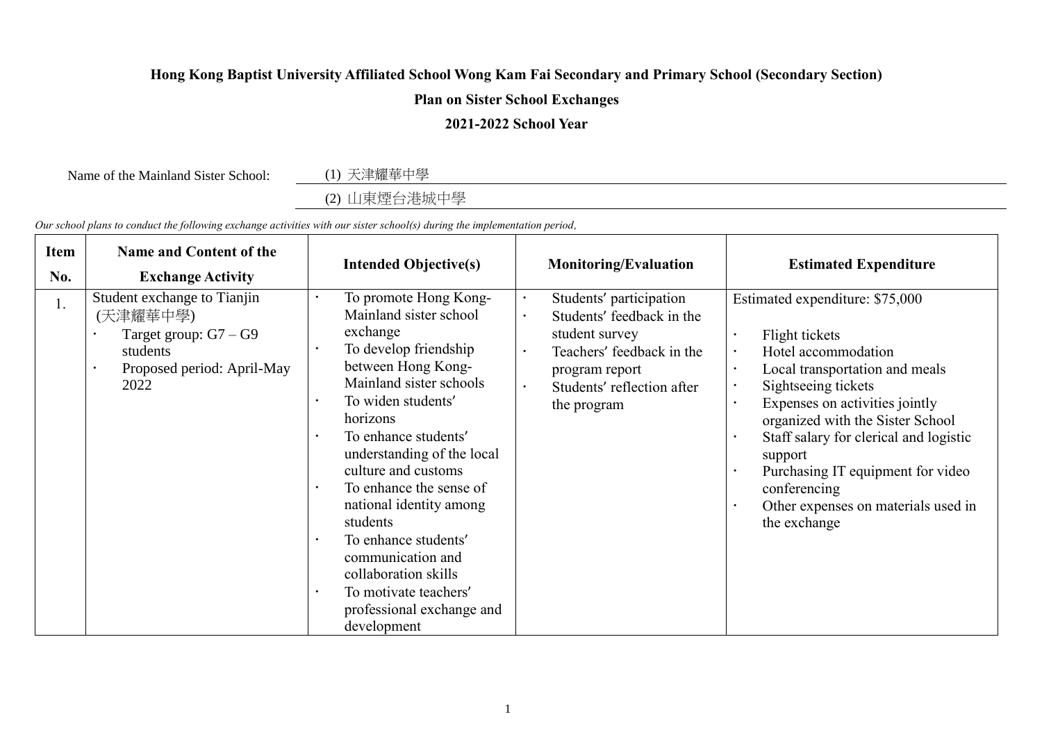**Hong Kong Baptist University Affiliated School Wong Kam Fai Secondary and Primary School (Secondary Section)**

**Plan on Sister School Exchanges**

**2021-2022 School Year**

Name of the Mainland Sister School: (1) 天津耀華中學

(2) 山東煙台港城中學

*Our school plans to conduct the following exchange activities with our sister school(s) during the implementation period,*

| Item No. | Name and Content of the Exchange Activity | Intended Objective(s) | Monitoring/Evaluation | Estimated Expenditure |
|---|---|---|---|---|
| 1. | Student exchange to Tianjin (天津耀華中學)<br>· Target group: G7 – G9 students<br>· Proposed period: April-May 2022 | · To promote Hong Kong-Mainland sister school exchange<br>· To develop friendship between Hong Kong-Mainland sister schools<br>· To widen students' horizons<br>· To enhance students' understanding of the local culture and customs<br>· To enhance the sense of national identity among students<br>· To enhance students' communication and collaboration skills<br>· To motivate teachers' professional exchange and development | · Students' participation<br>· Students' feedback in the student survey<br>· Teachers' feedback in the program report<br>· Students' reflection after the program | Estimated expenditure: $75,000<br><br>· Flight tickets<br>· Hotel accommodation<br>· Local transportation and meals<br>· Sightseeing tickets<br>· Expenses on activities jointly organized with the Sister School<br>· Staff salary for clerical and logistic support<br>· Purchasing IT equipment for video conferencing<br>· Other expenses on materials used in the exchange |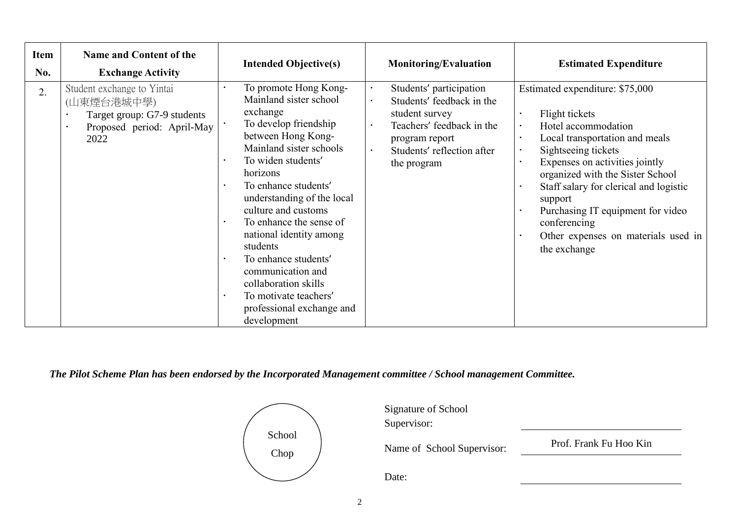| Item No. | Name and Content of the Exchange Activity | Intended Objective(s) | Monitoring/Evaluation | Estimated Expenditure |
|---|---|---|---|---|
| 2. | Student exchange to Yintai (山東煙台港城中學)<br>· Target group: G7-9 students<br>· Proposed period: April-May 2022 | · To promote Hong Kong-Mainland sister school exchange<br>· To develop friendship between Hong Kong-Mainland sister schools<br>· To widen students' horizons<br>· To enhance students' understanding of the local culture and customs<br>· To enhance the sense of national identity among students<br>· To enhance students' communication and collaboration skills<br>· To motivate teachers' professional exchange and development | · Students' participation<br>· Students' feedback in the student survey<br>· Teachers' feedback in the program report<br>· Students' reflection after the program | Estimated expenditure: $75,000<br>· Flight tickets<br>· Hotel accommodation<br>· Local transportation and meals<br>· Sightseeing tickets<br>· Expenses on activities jointly organized with the Sister School<br>· Staff salary for clerical and logistic support<br>· Purchasing IT equipment for video conferencing<br>· Other expenses on materials used in the exchange |

***The Pilot Scheme Plan has been endorsed by the Incorporated Management committee / School management Committee.***

School Chop

Signature of School Supervisor: ____________________

Name of School Supervisor: Prof. Frank Fu Hoo Kin

Date: ____________________